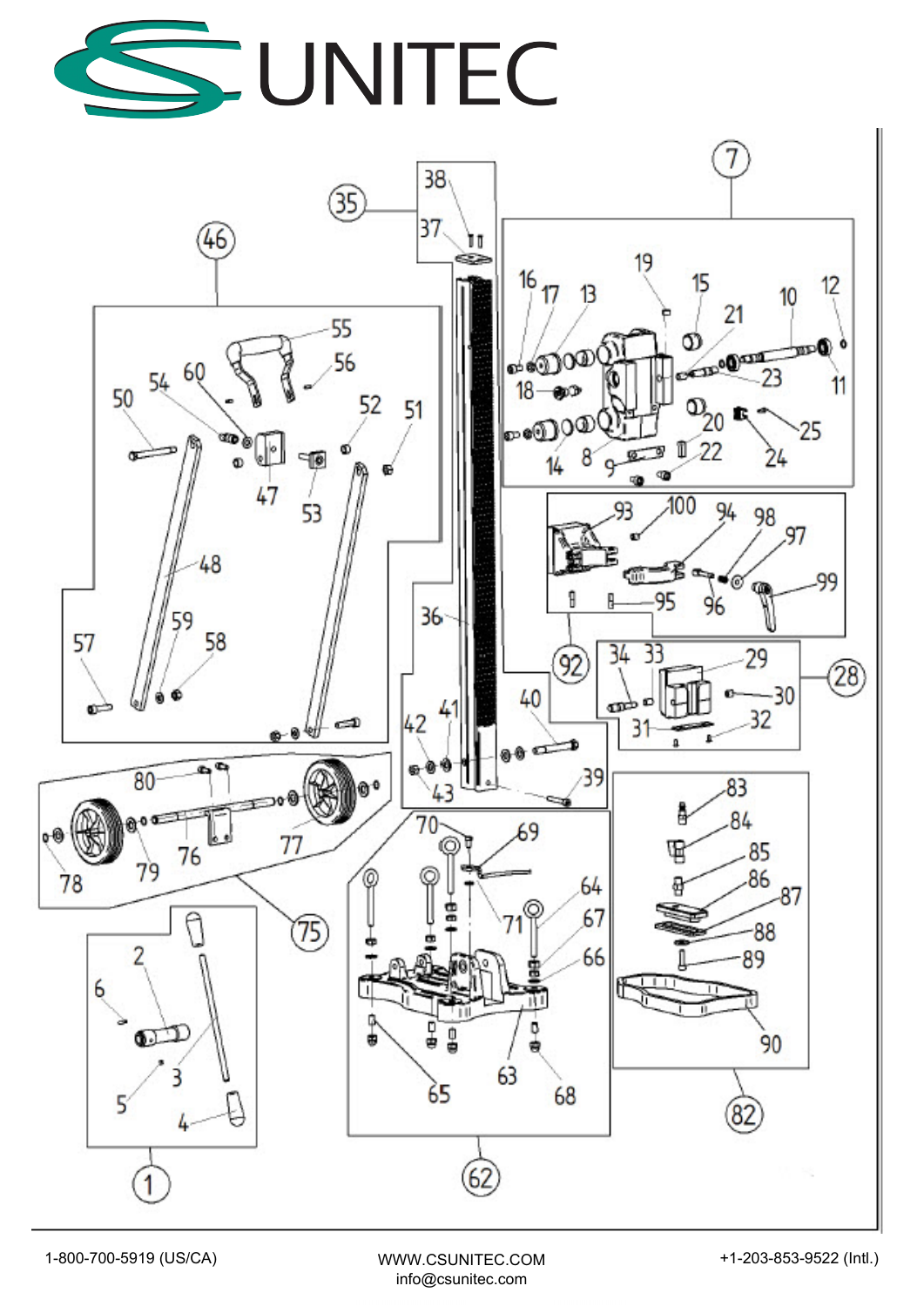# CS UNITEC

1-800-700-5919 (US/CA)

WWW.CSUNITEC.COM
info@csunitec.com

+1-203-853-9522 (Intl.)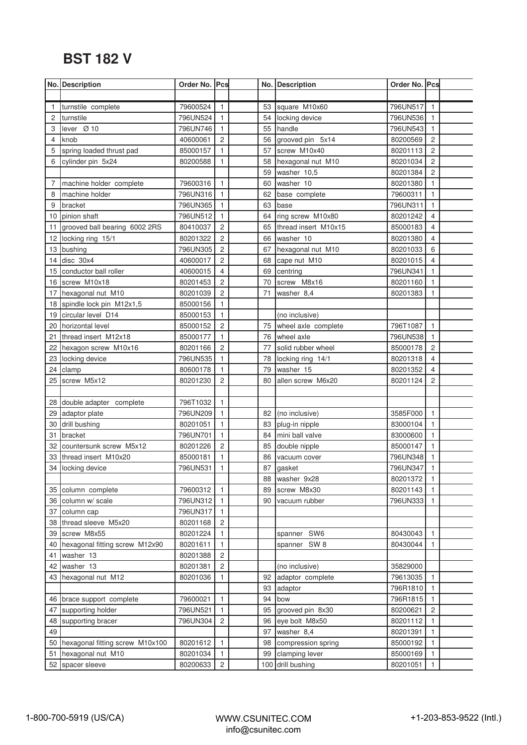# BST 182 V

| No. | Description | Order No. | Pcs | | No. | Description | Order No. | Pcs | |
|---|---|---|---|---|---|---|---|---|---|
| | | | | | | | | | |
| 1 | turnstile complete | 79600524 | 1 | | 53 | square M10x60 | 796UN517 | 1 | |
| 2 | turnstile | 796UN524 | 1 | | 54 | locking device | 796UN536 | 1 | |
| 3 | lever Ø 10 | 796UN746 | 1 | | 55 | handle | 796UN543 | 1 | |
| 4 | knob | 40600061 | 2 | | 56 | grooved pin 5x14 | 80200569 | 2 | |
| 5 | spring loaded thrust pad | 85000157 | 1 | | 57 | screw M10x40 | 80201113 | 2 | |
| 6 | cylinder pin 5x24 | 80200588 | 1 | | 58 | hexagonal nut M10 | 80201034 | 2 | |
| | | | | | 59 | washer 10,5 | 80201384 | 2 | |
| 7 | machine holder complete | 79600316 | 1 | | 60 | washer 10 | 80201380 | 1 | |
| 8 | machine holder | 796UN316 | 1 | | 62 | base complete | 79600311 | 1 | |
| 9 | bracket | 796UN365 | 1 | | 63 | base | 796UN311 | 1 | |
| 10 | pinion shaft | 796UN512 | 1 | | 64 | ring screw M10x80 | 80201242 | 4 | |
| 11 | grooved ball bearing 6002 2RS | 80410037 | 2 | | 65 | thread insert M10x15 | 85000183 | 4 | |
| 12 | locking ring 15/1 | 80201322 | 2 | | 66 | washer 10 | 80201380 | 4 | |
| 13 | bushing | 796UN305 | 2 | | 67 | hexagonal nut M10 | 80201033 | 6 | |
| 14 | disc 30x4 | 40600017 | 2 | | 68 | cape nut M10 | 80201015 | 4 | |
| 15 | conductor ball roller | 40600015 | 4 | | 69 | centring | 796UN341 | 1 | |
| 16 | screw M10x18 | 80201453 | 2 | | 70 | screw M8x16 | 80201160 | 1 | |
| 17 | hexagonal nut M10 | 80201039 | 2 | | 71 | washer 8,4 | 80201383 | 1 | |
| 18 | spindle lock pin M12x1,5 | 85000156 | 1 | | | | | | |
| 19 | circular level D14 | 85000153 | 1 | | | (no inclusive) | | | |
| 20 | horizontal level | 85000152 | 2 | | 75 | wheel axle complete | 796T1087 | 1 | |
| 21 | thread insert M12x18 | 85000177 | 1 | | 76 | wheel axle | 796UN538 | 1 | |
| 22 | hexagon screw M10x16 | 80201166 | 2 | | 77 | solid rubber wheel | 85000178 | 2 | |
| 23 | locking device | 796UN535 | 1 | | 78 | locking ring 14/1 | 80201318 | 4 | |
| 24 | clamp | 80600178 | 1 | | 79 | washer 15 | 80201352 | 4 | |
| 25 | screw M5x12 | 80201230 | 2 | | 80 | allen screw M6x20 | 80201124 | 2 | |
| | | | | | | | | | |
| 28 | double adapter complete | 796T1032 | 1 | | | | | | |
| 29 | adaptor plate | 796UN209 | 1 | | 82 | (no inclusive) | 3585F000 | 1 | |
| 30 | drill bushing | 80201051 | 1 | | 83 | plug-in nipple | 83000104 | 1 | |
| 31 | bracket | 796UN701 | 1 | | 84 | mini ball valve | 83000600 | 1 | |
| 32 | countersunk screw M5x12 | 80201226 | 2 | | 85 | double nipple | 85000147 | 1 | |
| 33 | thread insert M10x20 | 85000181 | 1 | | 86 | vacuum cover | 796UN348 | 1 | |
| 34 | locking device | 796UN531 | 1 | | 87 | gasket | 796UN347 | 1 | |
| | | | | | 88 | washer 9x28 | 80201372 | 1 | |
| 35 | column complete | 79600312 | 1 | | 89 | screw M8x30 | 80201143 | 1 | |
| 36 | column w/ scale | 796UN312 | 1 | | 90 | vacuum rubber | 796UN333 | 1 | |
| 37 | column cap | 796UN317 | 1 | | | | | | |
| 38 | thread sleeve M5x20 | 80201168 | 2 | | | | | | |
| 39 | screw M8x55 | 80201224 | 1 | | | spanner SW6 | 80430043 | 1 | |
| 40 | hexagonal fitting screw M12x90 | 80201611 | 1 | | | spanner SW 8 | 80430044 | 1 | |
| 41 | washer 13 | 80201388 | 2 | | | | | | |
| 42 | washer 13 | 80201381 | 2 | | | (no inclusive) | 35829000 | | |
| 43 | hexagonal nut M12 | 80201036 | 1 | | 92 | adaptor complete | 79613035 | 1 | |
| | | | | | 93 | adaptor | 796R1810 | 1 | |
| 46 | brace support complete | 79600021 | 1 | | 94 | bow | 796R1815 | 1 | |
| 47 | supporting holder | 796UN521 | 1 | | 95 | grooved pin 8x30 | 80200621 | 2 | |
| 48 | supporting bracer | 796UN304 | 2 | | 96 | eye bolt M8x50 | 80201112 | 1 | |
| 49 | | | | | 97 | washer 8,4 | 80201391 | 1 | |
| 50 | hexagonal fitting screw M10x100 | 80201612 | 1 | | 98 | compression spring | 85000192 | 1 | |
| 51 | hexagonal nut M10 | 80201034 | 1 | | 99 | clamping lever | 85000169 | 1 | |
| 52 | spacer sleeve | 80200633 | 2 | | 100 | drill bushing | 80201051 | 1 | |

1-800-700-5919 (US/CA) WWW.CSUNITEC.COM info@csunitec.com +1-203-853-9522 (Intl.)